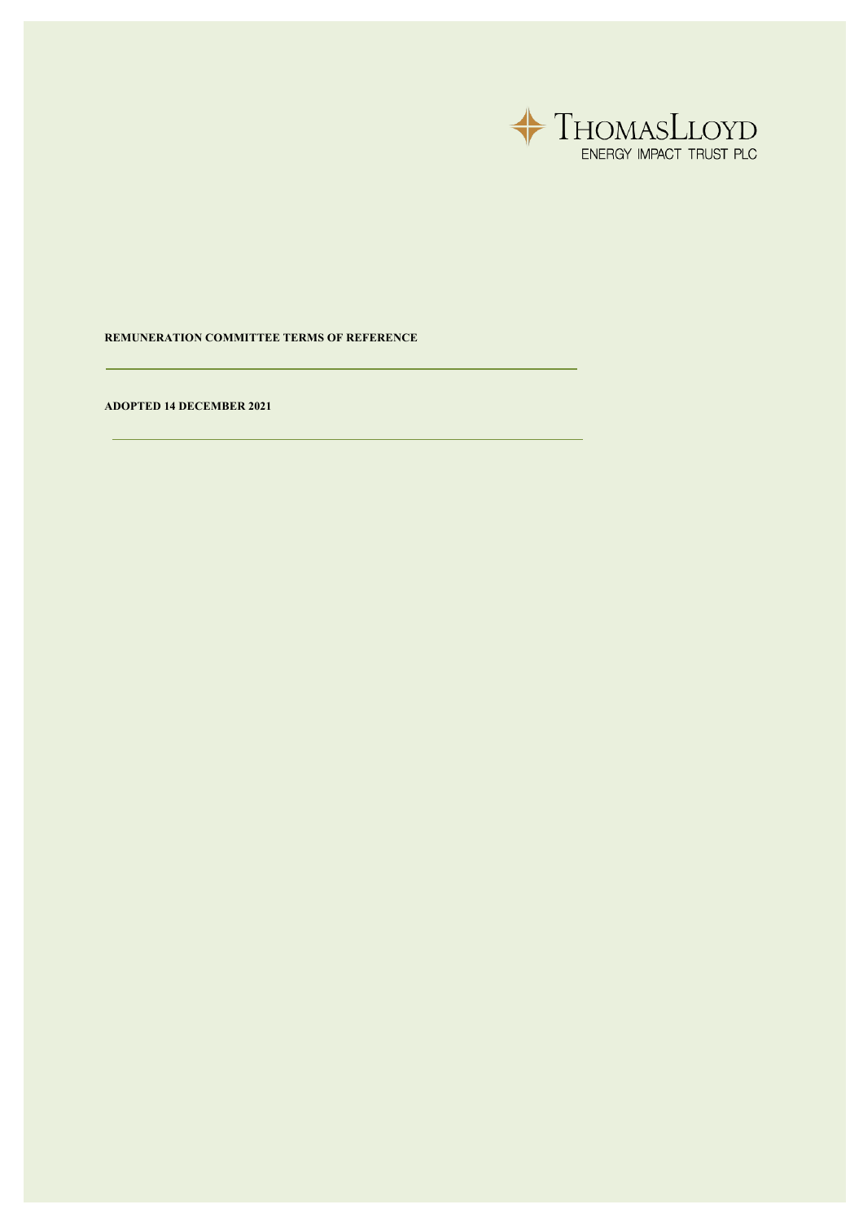THOMASLLOYD
ENERGY IMPACT TRUST PLC

# REMUNERATION COMMITTEE TERMS OF REFERENCE

**ADOPTED 14 DECEMBER 2021**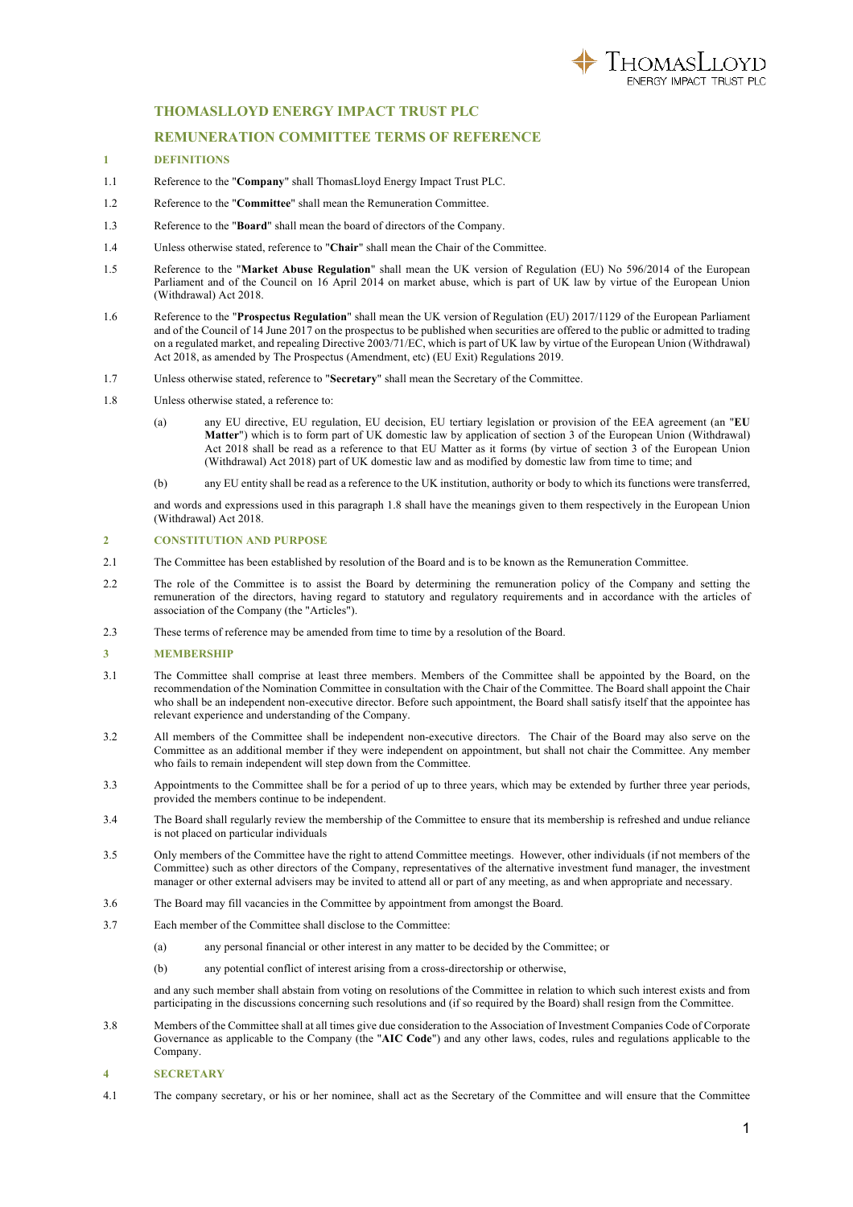# THOMASLLOYD ENERGY IMPACT TRUST PLC

## REMUNERATION COMMITTEE TERMS OF REFERENCE

### 1 DEFINITIONS

1.1 Reference to the "**Company**" shall ThomasLloyd Energy Impact Trust PLC.

1.2 Reference to the "**Committee**" shall mean the Remuneration Committee.

1.3 Reference to the "**Board**" shall mean the board of directors of the Company.

1.4 Unless otherwise stated, reference to "**Chair**" shall mean the Chair of the Committee.

1.5 Reference to the "**Market Abuse Regulation**" shall mean the UK version of Regulation (EU) No 596/2014 of the European Parliament and of the Council on 16 April 2014 on market abuse, which is part of UK law by virtue of the European Union (Withdrawal) Act 2018.

1.6 Reference to the "**Prospectus Regulation**" shall mean the UK version of Regulation (EU) 2017/1129 of the European Parliament and of the Council of 14 June 2017 on the prospectus to be published when securities are offered to the public or admitted to trading on a regulated market, and repealing Directive 2003/71/EC, which is part of UK law by virtue of the European Union (Withdrawal) Act 2018, as amended by The Prospectus (Amendment, etc) (EU Exit) Regulations 2019.

1.7 Unless otherwise stated, reference to "**Secretary**" shall mean the Secretary of the Committee.

1.8 Unless otherwise stated, a reference to:

(a) any EU directive, EU regulation, EU decision, EU tertiary legislation or provision of the EEA agreement (an "**EU Matter**") which is to form part of UK domestic law by application of section 3 of the European Union (Withdrawal) Act 2018 shall be read as a reference to that EU Matter as it forms (by virtue of section 3 of the European Union (Withdrawal) Act 2018) part of UK domestic law and as modified by domestic law from time to time; and

(b) any EU entity shall be read as a reference to the UK institution, authority or body to which its functions were transferred,

and words and expressions used in this paragraph 1.8 shall have the meanings given to them respectively in the European Union (Withdrawal) Act 2018.

### 2 CONSTITUTION AND PURPOSE

2.1 The Committee has been established by resolution of the Board and is to be known as the Remuneration Committee.

2.2 The role of the Committee is to assist the Board by determining the remuneration policy of the Company and setting the remuneration of the directors, having regard to statutory and regulatory requirements and in accordance with the articles of association of the Company (the "Articles").

2.3 These terms of reference may be amended from time to time by a resolution of the Board.

### 3 MEMBERSHIP

3.1 The Committee shall comprise at least three members. Members of the Committee shall be appointed by the Board, on the recommendation of the Nomination Committee in consultation with the Chair of the Committee. The Board shall appoint the Chair who shall be an independent non-executive director. Before such appointment, the Board shall satisfy itself that the appointee has relevant experience and understanding of the Company.

3.2 All members of the Committee shall be independent non-executive directors. The Chair of the Board may also serve on the Committee as an additional member if they were independent on appointment, but shall not chair the Committee. Any member who fails to remain independent will step down from the Committee.

3.3 Appointments to the Committee shall be for a period of up to three years, which may be extended by further three year periods, provided the members continue to be independent.

3.4 The Board shall regularly review the membership of the Committee to ensure that its membership is refreshed and undue reliance is not placed on particular individuals

3.5 Only members of the Committee have the right to attend Committee meetings. However, other individuals (if not members of the Committee) such as other directors of the Company, representatives of the alternative investment fund manager, the investment manager or other external advisers may be invited to attend all or part of any meeting, as and when appropriate and necessary.

3.6 The Board may fill vacancies in the Committee by appointment from amongst the Board.

3.7 Each member of the Committee shall disclose to the Committee:

(a) any personal financial or other interest in any matter to be decided by the Committee; or

(b) any potential conflict of interest arising from a cross-directorship or otherwise,

and any such member shall abstain from voting on resolutions of the Committee in relation to which such interest exists and from participating in the discussions concerning such resolutions and (if so required by the Board) shall resign from the Committee.

3.8 Members of the Committee shall at all times give due consideration to the Association of Investment Companies Code of Corporate Governance as applicable to the Company (the "**AIC Code**") and any other laws, codes, rules and regulations applicable to the Company.

### 4 SECRETARY

4.1 The company secretary, or his or her nominee, shall act as the Secretary of the Committee and will ensure that the Committee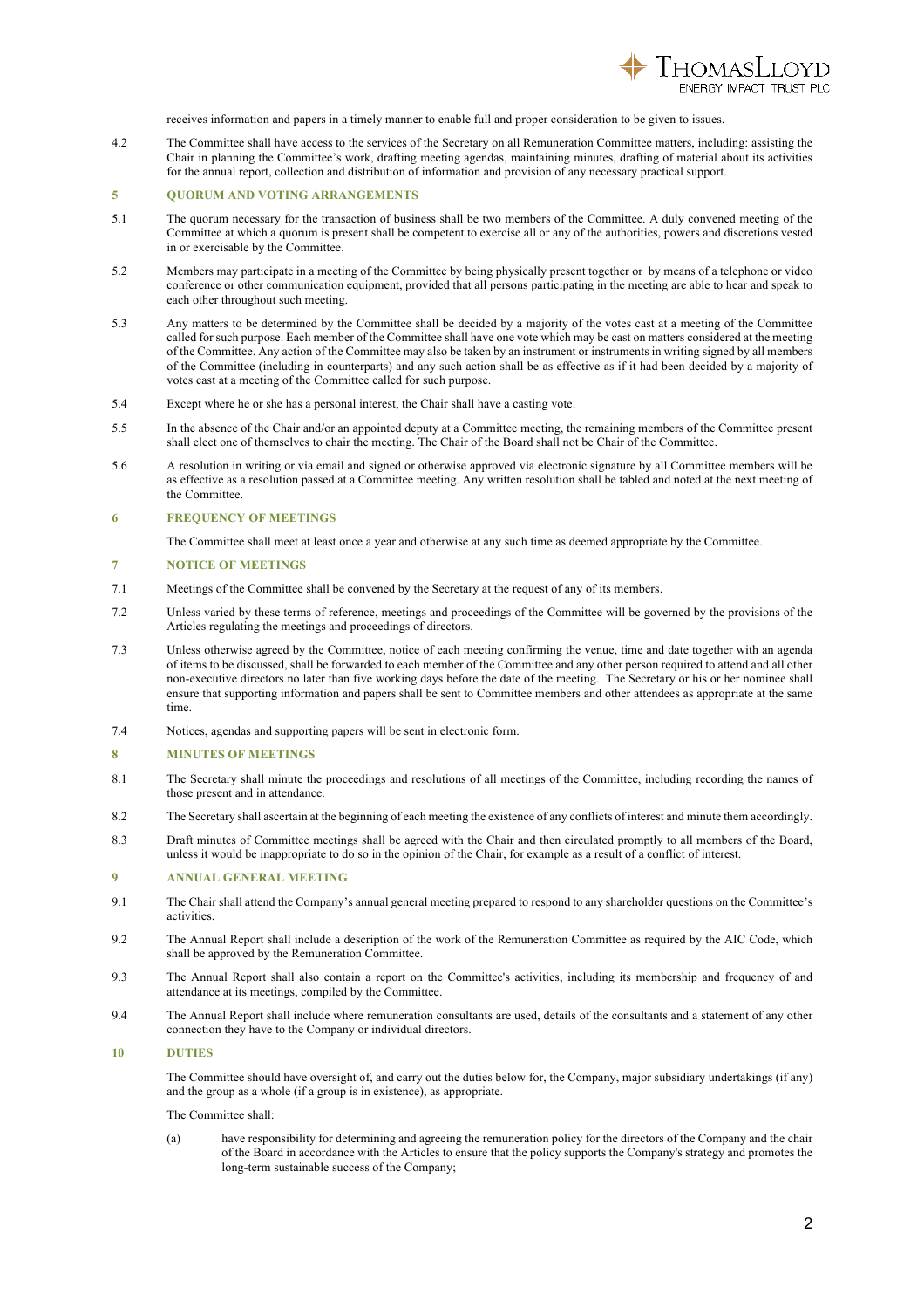receives information and papers in a timely manner to enable full and proper consideration to be given to issues.

4.2 The Committee shall have access to the services of the Secretary on all Remuneration Committee matters, including: assisting the Chair in planning the Committee's work, drafting meeting agendas, maintaining minutes, drafting of material about its activities for the annual report, collection and distribution of information and provision of any necessary practical support.

## 5 QUORUM AND VOTING ARRANGEMENTS

5.1 The quorum necessary for the transaction of business shall be two members of the Committee. A duly convened meeting of the Committee at which a quorum is present shall be competent to exercise all or any of the authorities, powers and discretions vested in or exercisable by the Committee.

5.2 Members may participate in a meeting of the Committee by being physically present together or by means of a telephone or video conference or other communication equipment, provided that all persons participating in the meeting are able to hear and speak to each other throughout such meeting.

5.3 Any matters to be determined by the Committee shall be decided by a majority of the votes cast at a meeting of the Committee called for such purpose. Each member of the Committee shall have one vote which may be cast on matters considered at the meeting of the Committee. Any action of the Committee may also be taken by an instrument or instruments in writing signed by all members of the Committee (including in counterparts) and any such action shall be as effective as if it had been decided by a majority of votes cast at a meeting of the Committee called for such purpose.

5.4 Except where he or she has a personal interest, the Chair shall have a casting vote.

5.5 In the absence of the Chair and/or an appointed deputy at a Committee meeting, the remaining members of the Committee present shall elect one of themselves to chair the meeting. The Chair of the Board shall not be Chair of the Committee.

5.6 A resolution in writing or via email and signed or otherwise approved via electronic signature by all Committee members will be as effective as a resolution passed at a Committee meeting. Any written resolution shall be tabled and noted at the next meeting of the Committee.

## 6 FREQUENCY OF MEETINGS

The Committee shall meet at least once a year and otherwise at any such time as deemed appropriate by the Committee.

## 7 NOTICE OF MEETINGS

7.1 Meetings of the Committee shall be convened by the Secretary at the request of any of its members.

7.2 Unless varied by these terms of reference, meetings and proceedings of the Committee will be governed by the provisions of the Articles regulating the meetings and proceedings of directors.

7.3 Unless otherwise agreed by the Committee, notice of each meeting confirming the venue, time and date together with an agenda of items to be discussed, shall be forwarded to each member of the Committee and any other person required to attend and all other non-executive directors no later than five working days before the date of the meeting. The Secretary or his or her nominee shall ensure that supporting information and papers shall be sent to Committee members and other attendees as appropriate at the same time.

7.4 Notices, agendas and supporting papers will be sent in electronic form.

## 8 MINUTES OF MEETINGS

8.1 The Secretary shall minute the proceedings and resolutions of all meetings of the Committee, including recording the names of those present and in attendance.

8.2 The Secretary shall ascertain at the beginning of each meeting the existence of any conflicts of interest and minute them accordingly.

8.3 Draft minutes of Committee meetings shall be agreed with the Chair and then circulated promptly to all members of the Board, unless it would be inappropriate to do so in the opinion of the Chair, for example as a result of a conflict of interest.

## 9 ANNUAL GENERAL MEETING

9.1 The Chair shall attend the Company's annual general meeting prepared to respond to any shareholder questions on the Committee's activities.

9.2 The Annual Report shall include a description of the work of the Remuneration Committee as required by the AIC Code, which shall be approved by the Remuneration Committee.

9.3 The Annual Report shall also contain a report on the Committee's activities, including its membership and frequency of and attendance at its meetings, compiled by the Committee.

9.4 The Annual Report shall include where remuneration consultants are used, details of the consultants and a statement of any other connection they have to the Company or individual directors.

## 10 DUTIES

The Committee should have oversight of, and carry out the duties below for, the Company, major subsidiary undertakings (if any) and the group as a whole (if a group is in existence), as appropriate.

The Committee shall:

(a) have responsibility for determining and agreeing the remuneration policy for the directors of the Company and the chair of the Board in accordance with the Articles to ensure that the policy supports the Company's strategy and promotes the long-term sustainable success of the Company;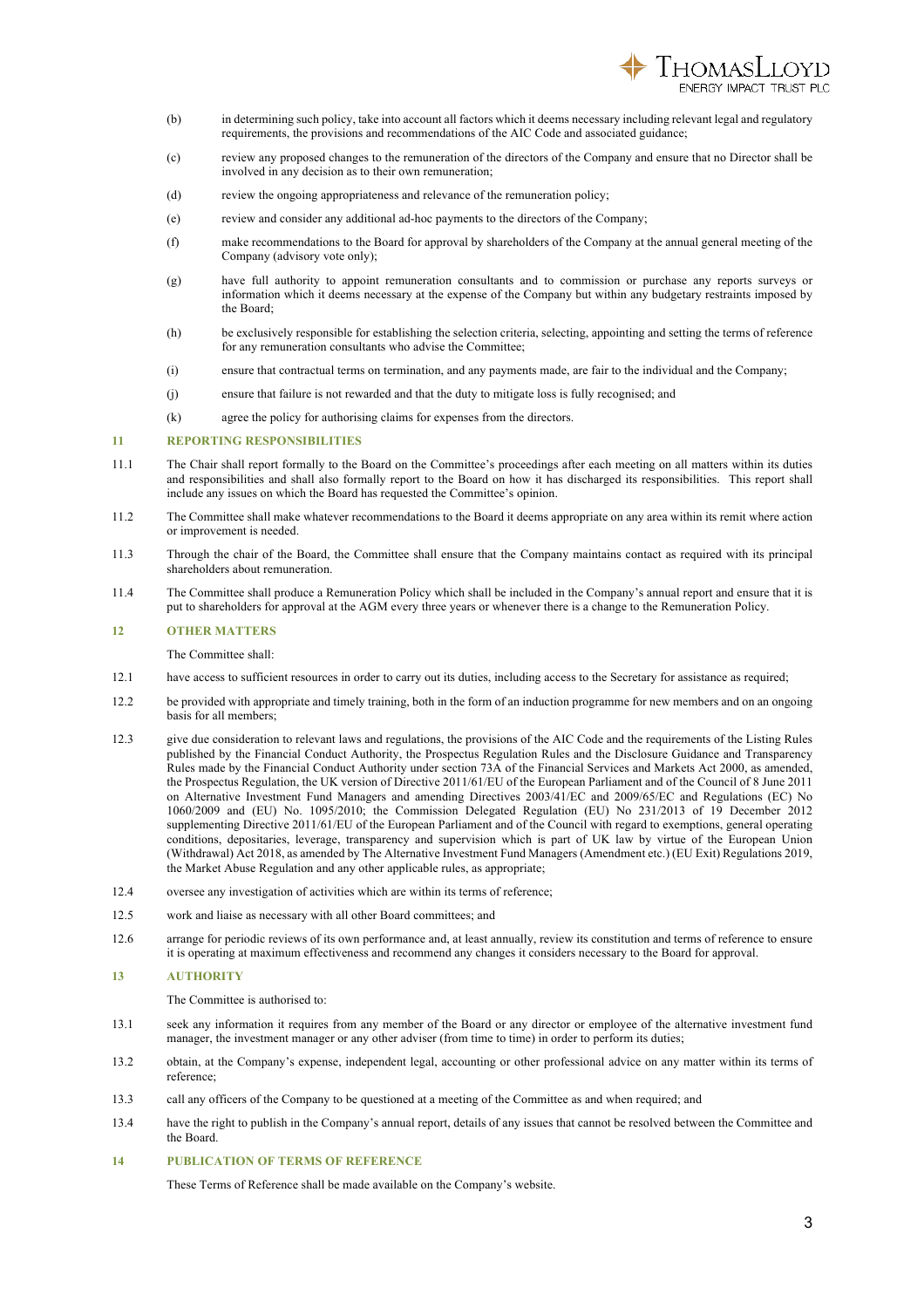(b) in determining such policy, take into account all factors which it deems necessary including relevant legal and regulatory requirements, the provisions and recommendations of the AIC Code and associated guidance;

(c) review any proposed changes to the remuneration of the directors of the Company and ensure that no Director shall be involved in any decision as to their own remuneration;

(d) review the ongoing appropriateness and relevance of the remuneration policy;

(e) review and consider any additional ad-hoc payments to the directors of the Company;

(f) make recommendations to the Board for approval by shareholders of the Company at the annual general meeting of the Company (advisory vote only);

(g) have full authority to appoint remuneration consultants and to commission or purchase any reports surveys or information which it deems necessary at the expense of the Company but within any budgetary restraints imposed by the Board;

(h) be exclusively responsible for establishing the selection criteria, selecting, appointing and setting the terms of reference for any remuneration consultants who advise the Committee;

(i) ensure that contractual terms on termination, and any payments made, are fair to the individual and the Company;

(j) ensure that failure is not rewarded and that the duty to mitigate loss is fully recognised; and

(k) agree the policy for authorising claims for expenses from the directors.

## 11 REPORTING RESPONSIBILITIES

11.1 The Chair shall report formally to the Board on the Committee's proceedings after each meeting on all matters within its duties and responsibilities and shall also formally report to the Board on how it has discharged its responsibilities. This report shall include any issues on which the Board has requested the Committee's opinion.

11.2 The Committee shall make whatever recommendations to the Board it deems appropriate on any area within its remit where action or improvement is needed.

11.3 Through the chair of the Board, the Committee shall ensure that the Company maintains contact as required with its principal shareholders about remuneration.

11.4 The Committee shall produce a Remuneration Policy which shall be included in the Company's annual report and ensure that it is put to shareholders for approval at the AGM every three years or whenever there is a change to the Remuneration Policy.

## 12 OTHER MATTERS

The Committee shall:

12.1 have access to sufficient resources in order to carry out its duties, including access to the Secretary for assistance as required;

12.2 be provided with appropriate and timely training, both in the form of an induction programme for new members and on an ongoing basis for all members;

12.3 give due consideration to relevant laws and regulations, the provisions of the AIC Code and the requirements of the Listing Rules published by the Financial Conduct Authority, the Prospectus Regulation Rules and the Disclosure Guidance and Transparency Rules made by the Financial Conduct Authority under section 73A of the Financial Services and Markets Act 2000, as amended, the Prospectus Regulation, the UK version of Directive 2011/61/EU of the European Parliament and of the Council of 8 June 2011 on Alternative Investment Fund Managers and amending Directives 2003/41/EC and 2009/65/EC and Regulations (EC) No 1060/2009 and (EU) No. 1095/2010; the Commission Delegated Regulation (EU) No 231/2013 of 19 December 2012 supplementing Directive 2011/61/EU of the European Parliament and of the Council with regard to exemptions, general operating conditions, depositaries, leverage, transparency and supervision which is part of UK law by virtue of the European Union (Withdrawal) Act 2018, as amended by The Alternative Investment Fund Managers (Amendment etc.) (EU Exit) Regulations 2019, the Market Abuse Regulation and any other applicable rules, as appropriate;

12.4 oversee any investigation of activities which are within its terms of reference;

12.5 work and liaise as necessary with all other Board committees; and

12.6 arrange for periodic reviews of its own performance and, at least annually, review its constitution and terms of reference to ensure it is operating at maximum effectiveness and recommend any changes it considers necessary to the Board for approval.

## 13 AUTHORITY

The Committee is authorised to:

13.1 seek any information it requires from any member of the Board or any director or employee of the alternative investment fund manager, the investment manager or any other adviser (from time to time) in order to perform its duties;

13.2 obtain, at the Company's expense, independent legal, accounting or other professional advice on any matter within its terms of reference;

13.3 call any officers of the Company to be questioned at a meeting of the Committee as and when required; and

13.4 have the right to publish in the Company's annual report, details of any issues that cannot be resolved between the Committee and the Board.

## 14 PUBLICATION OF TERMS OF REFERENCE

These Terms of Reference shall be made available on the Company's website.